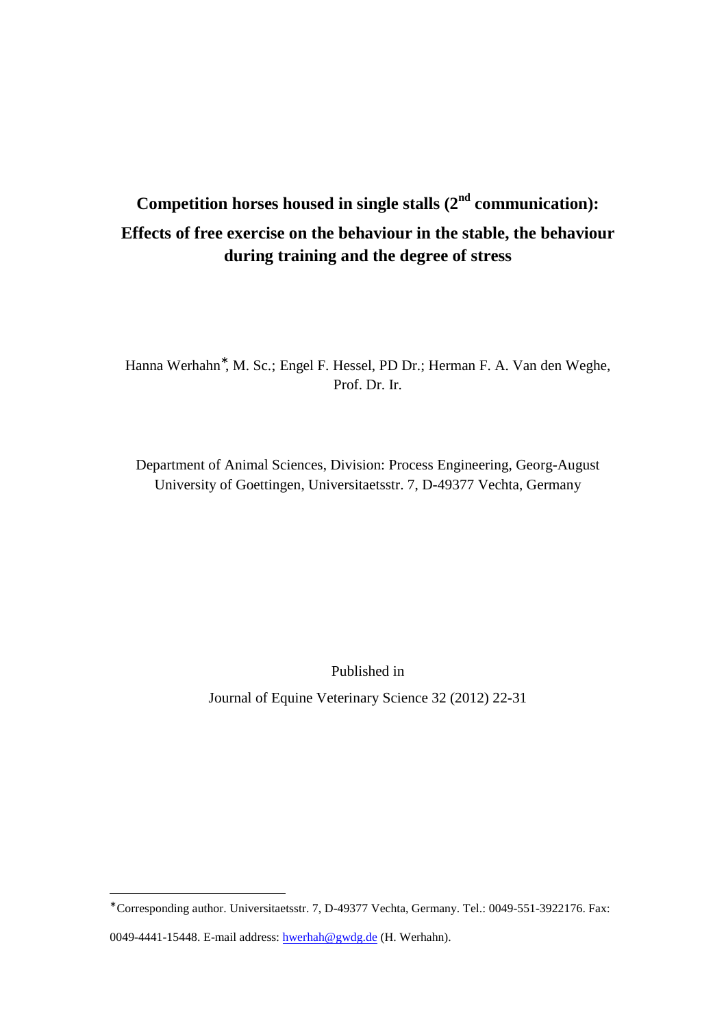# Competition horses housed in single stalls (2nd communication): Effects of free exercise on the behaviour in the stable, the behaviour during training and the degree of stress

Hanna Werhahn*, M. Sc.; Engel F. Hessel, PD Dr.; Herman F. A. Van den Weghe, Prof. Dr. Ir.

Department of Animal Sciences, Division: Process Engineering, Georg-August University of Goettingen, Universitaetsstr. 7, D-49377 Vechta, Germany

Published in

Journal of Equine Veterinary Science 32 (2012) 22-31

*Corresponding author. Universitaetsstr. 7, D-49377 Vechta, Germany. Tel.: 0049-551-3922176. Fax: 0049-4441-15448. E-mail address: hwerhah@gwdg.de (H. Werhahn).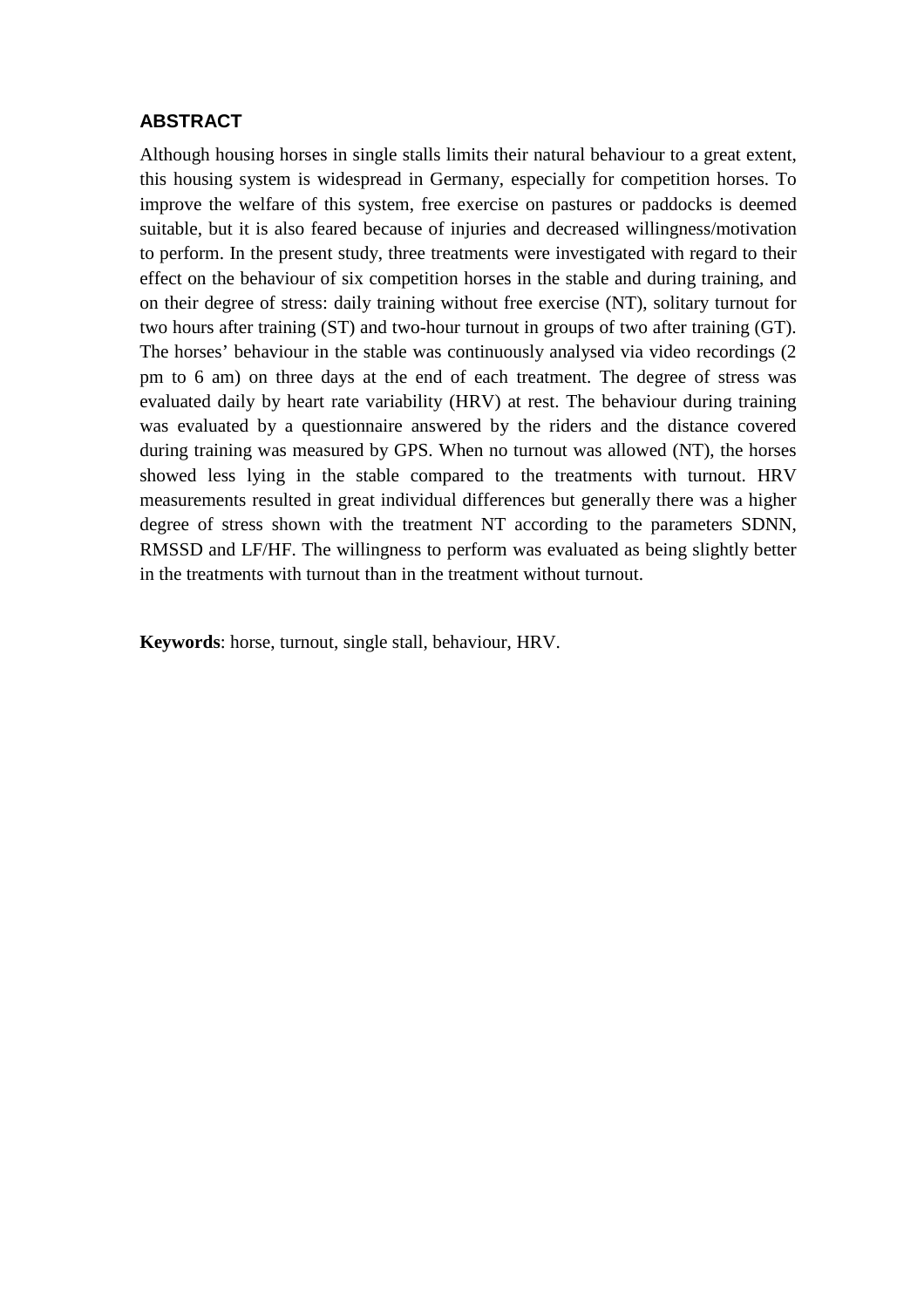## ABSTRACT

Although housing horses in single stalls limits their natural behaviour to a great extent, this housing system is widespread in Germany, especially for competition horses. To improve the welfare of this system, free exercise on pastures or paddocks is deemed suitable, but it is also feared because of injuries and decreased willingness/motivation to perform. In the present study, three treatments were investigated with regard to their effect on the behaviour of six competition horses in the stable and during training, and on their degree of stress: daily training without free exercise (NT), solitary turnout for two hours after training (ST) and two-hour turnout in groups of two after training (GT). The horses' behaviour in the stable was continuously analysed via video recordings (2 pm to 6 am) on three days at the end of each treatment. The degree of stress was evaluated daily by heart rate variability (HRV) at rest. The behaviour during training was evaluated by a questionnaire answered by the riders and the distance covered during training was measured by GPS. When no turnout was allowed (NT), the horses showed less lying in the stable compared to the treatments with turnout. HRV measurements resulted in great individual differences but generally there was a higher degree of stress shown with the treatment NT according to the parameters SDNN, RMSSD and LF/HF. The willingness to perform was evaluated as being slightly better in the treatments with turnout than in the treatment without turnout.

**Keywords**: horse, turnout, single stall, behaviour, HRV.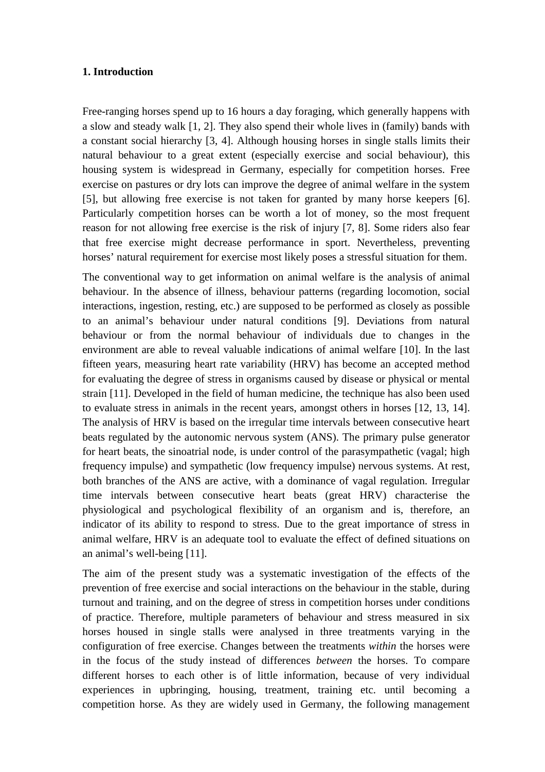## 1. Introduction

Free-ranging horses spend up to 16 hours a day foraging, which generally happens with a slow and steady walk [1, 2]. They also spend their whole lives in (family) bands with a constant social hierarchy [3, 4]. Although housing horses in single stalls limits their natural behaviour to a great extent (especially exercise and social behaviour), this housing system is widespread in Germany, especially for competition horses. Free exercise on pastures or dry lots can improve the degree of animal welfare in the system [5], but allowing free exercise is not taken for granted by many horse keepers [6]. Particularly competition horses can be worth a lot of money, so the most frequent reason for not allowing free exercise is the risk of injury [7, 8]. Some riders also fear that free exercise might decrease performance in sport. Nevertheless, preventing horses' natural requirement for exercise most likely poses a stressful situation for them.

The conventional way to get information on animal welfare is the analysis of animal behaviour. In the absence of illness, behaviour patterns (regarding locomotion, social interactions, ingestion, resting, etc.) are supposed to be performed as closely as possible to an animal's behaviour under natural conditions [9]. Deviations from natural behaviour or from the normal behaviour of individuals due to changes in the environment are able to reveal valuable indications of animal welfare [10]. In the last fifteen years, measuring heart rate variability (HRV) has become an accepted method for evaluating the degree of stress in organisms caused by disease or physical or mental strain [11]. Developed in the field of human medicine, the technique has also been used to evaluate stress in animals in the recent years, amongst others in horses [12, 13, 14]. The analysis of HRV is based on the irregular time intervals between consecutive heart beats regulated by the autonomic nervous system (ANS). The primary pulse generator for heart beats, the sinoatrial node, is under control of the parasympathetic (vagal; high frequency impulse) and sympathetic (low frequency impulse) nervous systems. At rest, both branches of the ANS are active, with a dominance of vagal regulation. Irregular time intervals between consecutive heart beats (great HRV) characterise the physiological and psychological flexibility of an organism and is, therefore, an indicator of its ability to respond to stress. Due to the great importance of stress in animal welfare, HRV is an adequate tool to evaluate the effect of defined situations on an animal's well-being [11].

The aim of the present study was a systematic investigation of the effects of the prevention of free exercise and social interactions on the behaviour in the stable, during turnout and training, and on the degree of stress in competition horses under conditions of practice. Therefore, multiple parameters of behaviour and stress measured in six horses housed in single stalls were analysed in three treatments varying in the configuration of free exercise. Changes between the treatments *within* the horses were in the focus of the study instead of differences *between* the horses. To compare different horses to each other is of little information, because of very individual experiences in upbringing, housing, treatment, training etc. until becoming a competition horse. As they are widely used in Germany, the following management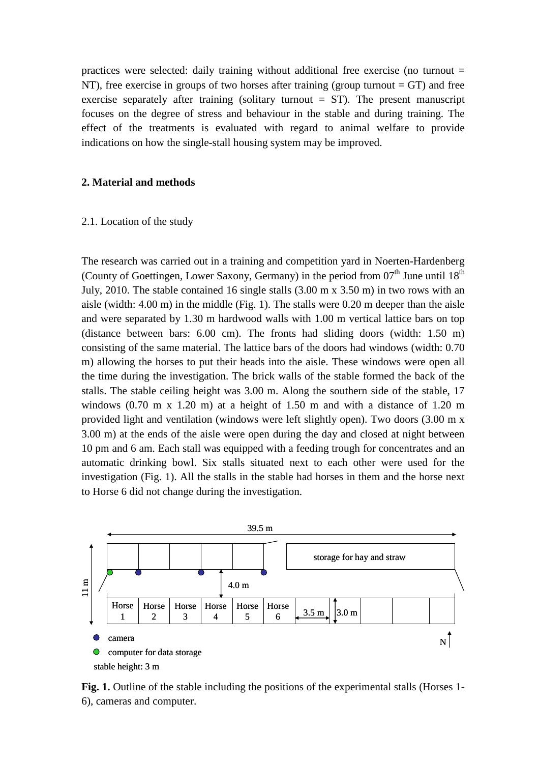practices were selected: daily training without additional free exercise (no turnout = NT), free exercise in groups of two horses after training (group turnout = GT) and free exercise separately after training (solitary turnout = ST). The present manuscript focuses on the degree of stress and behaviour in the stable and during training. The effect of the treatments is evaluated with regard to animal welfare to provide indications on how the single-stall housing system may be improved.

## 2. Material and methods

### 2.1. Location of the study

The research was carried out in a training and competition yard in Noerten-Hardenberg (County of Goettingen, Lower Saxony, Germany) in the period from 07[th] June until 18[th] July, 2010. The stable contained 16 single stalls (3.00 m x 3.50 m) in two rows with an aisle (width: 4.00 m) in the middle (Fig. 1). The stalls were 0.20 m deeper than the aisle and were separated by 1.30 m hardwood walls with 1.00 m vertical lattice bars on top (distance between bars: 6.00 cm). The fronts had sliding doors (width: 1.50 m) consisting of the same material. The lattice bars of the doors had windows (width: 0.70 m) allowing the horses to put their heads into the aisle. These windows were open all the time during the investigation. The brick walls of the stable formed the back of the stalls. The stable ceiling height was 3.00 m. Along the southern side of the stable, 17 windows (0.70 m x 1.20 m) at a height of 1.50 m and with a distance of 1.20 m provided light and ventilation (windows were left slightly open). Two doors (3.00 m x 3.00 m) at the ends of the aisle were open during the day and closed at night between 10 pm and 6 am. Each stall was equipped with a feeding trough for concentrates and an automatic drinking bowl. Six stalls situated next to each other were used for the investigation (Fig. 1). All the stalls in the stable had horses in them and the horse next to Horse 6 did not change during the investigation.

39.5 m

storage for hay and straw

11 m

4.0 m

Horse 1 | Horse 2 | Horse 3 | Horse 4 | Horse 5 | Horse 6 | 3.5 m | 3.0 m

camera

computer for data storage

stable height: 3 m

N

**Fig. 1.** Outline of the stable including the positions of the experimental stalls (Horses 1-6), cameras and computer.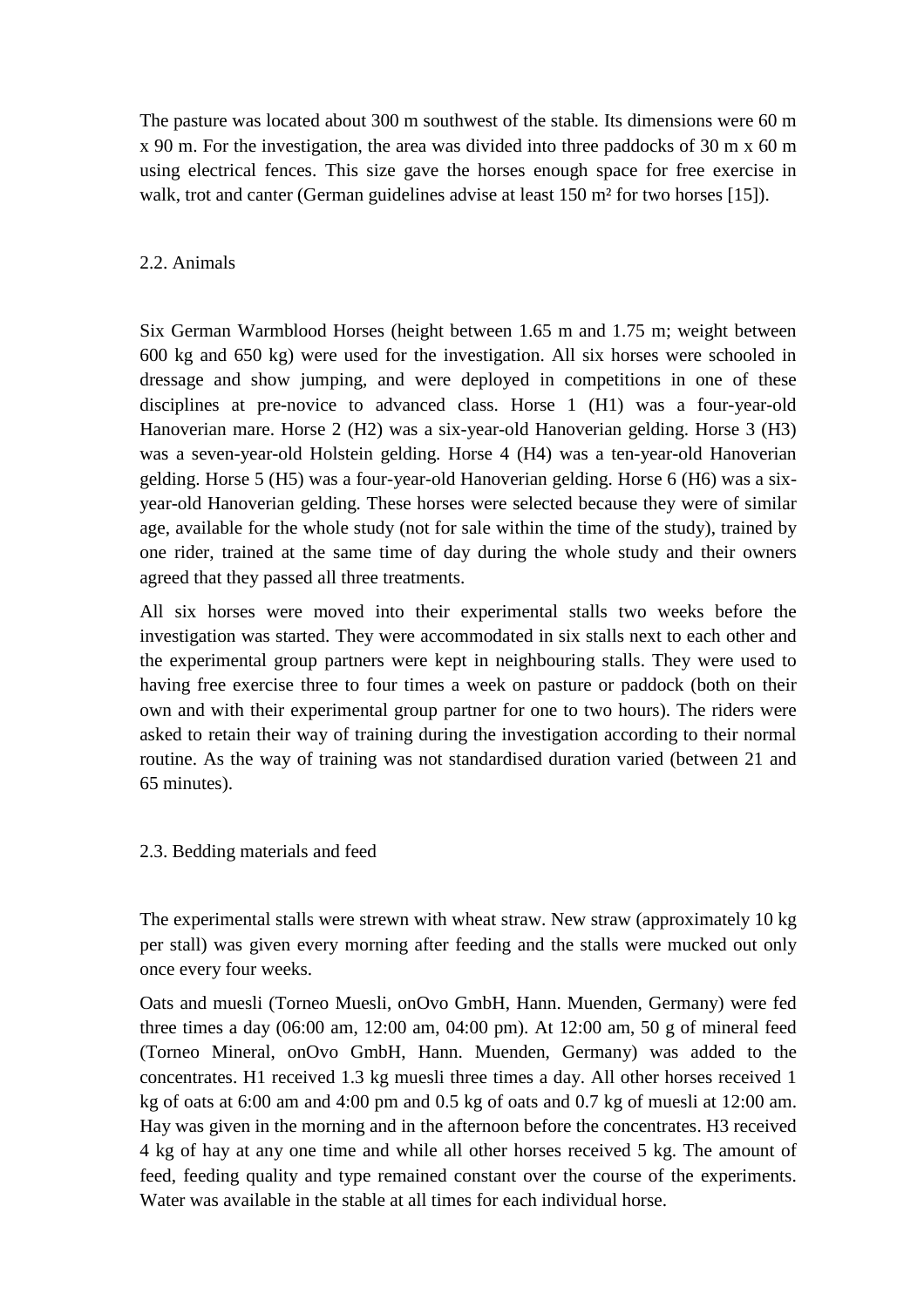The pasture was located about 300 m southwest of the stable. Its dimensions were 60 m x 90 m. For the investigation, the area was divided into three paddocks of 30 m x 60 m using electrical fences. This size gave the horses enough space for free exercise in walk, trot and canter (German guidelines advise at least 150 m² for two horses [15]).

## 2.2. Animals

Six German Warmblood Horses (height between 1.65 m and 1.75 m; weight between 600 kg and 650 kg) were used for the investigation. All six horses were schooled in dressage and show jumping, and were deployed in competitions in one of these disciplines at pre-novice to advanced class. Horse 1 (H1) was a four-year-old Hanoverian mare. Horse 2 (H2) was a six-year-old Hanoverian gelding. Horse 3 (H3) was a seven-year-old Holstein gelding. Horse 4 (H4) was a ten-year-old Hanoverian gelding. Horse 5 (H5) was a four-year-old Hanoverian gelding. Horse 6 (H6) was a six-year-old Hanoverian gelding. These horses were selected because they were of similar age, available for the whole study (not for sale within the time of the study), trained by one rider, trained at the same time of day during the whole study and their owners agreed that they passed all three treatments.

All six horses were moved into their experimental stalls two weeks before the investigation was started. They were accommodated in six stalls next to each other and the experimental group partners were kept in neighbouring stalls. They were used to having free exercise three to four times a week on pasture or paddock (both on their own and with their experimental group partner for one to two hours). The riders were asked to retain their way of training during the investigation according to their normal routine. As the way of training was not standardised duration varied (between 21 and 65 minutes).

## 2.3. Bedding materials and feed

The experimental stalls were strewn with wheat straw. New straw (approximately 10 kg per stall) was given every morning after feeding and the stalls were mucked out only once every four weeks.

Oats and muesli (Torneo Muesli, onOvo GmbH, Hann. Muenden, Germany) were fed three times a day (06:00 am, 12:00 am, 04:00 pm). At 12:00 am, 50 g of mineral feed (Torneo Mineral, onOvo GmbH, Hann. Muenden, Germany) was added to the concentrates. H1 received 1.3 kg muesli three times a day. All other horses received 1 kg of oats at 6:00 am and 4:00 pm and 0.5 kg of oats and 0.7 kg of muesli at 12:00 am. Hay was given in the morning and in the afternoon before the concentrates. H3 received 4 kg of hay at any one time and while all other horses received 5 kg. The amount of feed, feeding quality and type remained constant over the course of the experiments. Water was available in the stable at all times for each individual horse.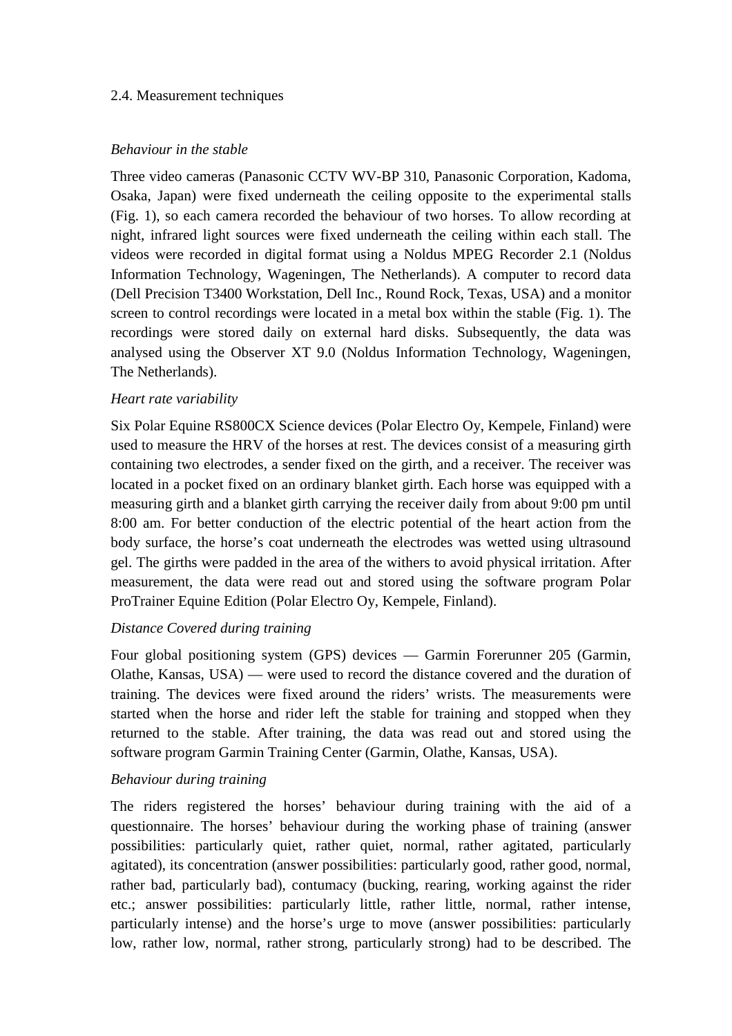### 2.4. Measurement techniques

*Behaviour in the stable*

Three video cameras (Panasonic CCTV WV-BP 310, Panasonic Corporation, Kadoma, Osaka, Japan) were fixed underneath the ceiling opposite to the experimental stalls (Fig. 1), so each camera recorded the behaviour of two horses. To allow recording at night, infrared light sources were fixed underneath the ceiling within each stall. The videos were recorded in digital format using a Noldus MPEG Recorder 2.1 (Noldus Information Technology, Wageningen, The Netherlands). A computer to record data (Dell Precision T3400 Workstation, Dell Inc., Round Rock, Texas, USA) and a monitor screen to control recordings were located in a metal box within the stable (Fig. 1). The recordings were stored daily on external hard disks. Subsequently, the data was analysed using the Observer XT 9.0 (Noldus Information Technology, Wageningen, The Netherlands).

*Heart rate variability*

Six Polar Equine RS800CX Science devices (Polar Electro Oy, Kempele, Finland) were used to measure the HRV of the horses at rest. The devices consist of a measuring girth containing two electrodes, a sender fixed on the girth, and a receiver. The receiver was located in a pocket fixed on an ordinary blanket girth. Each horse was equipped with a measuring girth and a blanket girth carrying the receiver daily from about 9:00 pm until 8:00 am. For better conduction of the electric potential of the heart action from the body surface, the horse's coat underneath the electrodes was wetted using ultrasound gel. The girths were padded in the area of the withers to avoid physical irritation. After measurement, the data were read out and stored using the software program Polar ProTrainer Equine Edition (Polar Electro Oy, Kempele, Finland).

*Distance Covered during training*

Four global positioning system (GPS) devices — Garmin Forerunner 205 (Garmin, Olathe, Kansas, USA) — were used to record the distance covered and the duration of training. The devices were fixed around the riders' wrists. The measurements were started when the horse and rider left the stable for training and stopped when they returned to the stable. After training, the data was read out and stored using the software program Garmin Training Center (Garmin, Olathe, Kansas, USA).

*Behaviour during training*

The riders registered the horses' behaviour during training with the aid of a questionnaire. The horses' behaviour during the working phase of training (answer possibilities: particularly quiet, rather quiet, normal, rather agitated, particularly agitated), its concentration (answer possibilities: particularly good, rather good, normal, rather bad, particularly bad), contumacy (bucking, rearing, working against the rider etc.; answer possibilities: particularly little, rather little, normal, rather intense, particularly intense) and the horse's urge to move (answer possibilities: particularly low, rather low, normal, rather strong, particularly strong) had to be described. The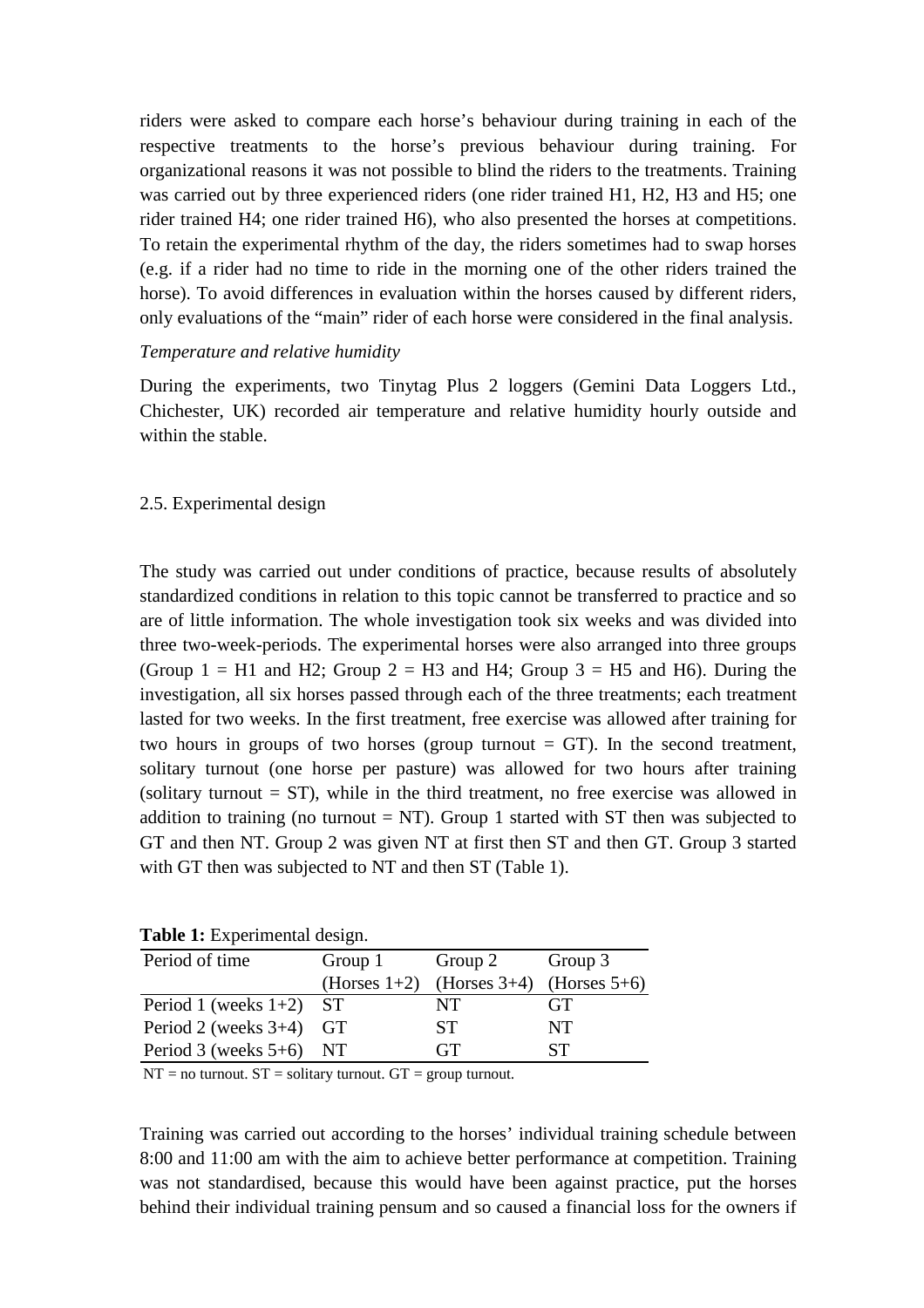riders were asked to compare each horse's behaviour during training in each of the respective treatments to the horse's previous behaviour during training. For organizational reasons it was not possible to blind the riders to the treatments. Training was carried out by three experienced riders (one rider trained H1, H2, H3 and H5; one rider trained H4; one rider trained H6), who also presented the horses at competitions. To retain the experimental rhythm of the day, the riders sometimes had to swap horses (e.g. if a rider had no time to ride in the morning one of the other riders trained the horse). To avoid differences in evaluation within the horses caused by different riders, only evaluations of the "main" rider of each horse were considered in the final analysis.

*Temperature and relative humidity*

During the experiments, two Tinytag Plus 2 loggers (Gemini Data Loggers Ltd., Chichester, UK) recorded air temperature and relative humidity hourly outside and within the stable.

## 2.5. Experimental design

The study was carried out under conditions of practice, because results of absolutely standardized conditions in relation to this topic cannot be transferred to practice and so are of little information. The whole investigation took six weeks and was divided into three two-week-periods. The experimental horses were also arranged into three groups (Group 1 = H1 and H2; Group 2 = H3 and H4; Group 3 = H5 and H6). During the investigation, all six horses passed through each of the three treatments; each treatment lasted for two weeks. In the first treatment, free exercise was allowed after training for two hours in groups of two horses (group turnout = GT). In the second treatment, solitary turnout (one horse per pasture) was allowed for two hours after training (solitary turnout = ST), while in the third treatment, no free exercise was allowed in addition to training (no turnout = NT). Group 1 started with ST then was subjected to GT and then NT. Group 2 was given NT at first then ST and then GT. Group 3 started with GT then was subjected to NT and then ST (Table 1).

**Table 1:** Experimental design.

| Period of time | Group 1 (Horses 1+2) | Group 2 (Horses 3+4) | Group 3 (Horses 5+6) |
|---|---|---|---|
| Period 1 (weeks 1+2) | ST | NT | GT |
| Period 2 (weeks 3+4) | GT | ST | NT |
| Period 3 (weeks 5+6) | NT | GT | ST |

NT = no turnout. ST = solitary turnout. GT = group turnout.

Training was carried out according to the horses' individual training schedule between 8:00 and 11:00 am with the aim to achieve better performance at competition. Training was not standardised, because this would have been against practice, put the horses behind their individual training pensum and so caused a financial loss for the owners if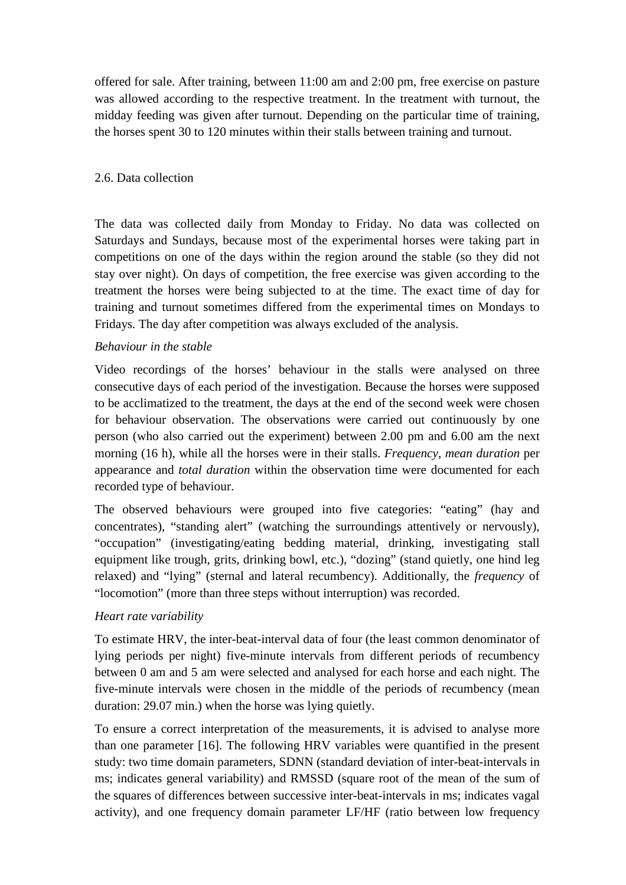offered for sale. After training, between 11:00 am and 2:00 pm, free exercise on pasture was allowed according to the respective treatment. In the treatment with turnout, the midday feeding was given after turnout. Depending on the particular time of training, the horses spent 30 to 120 minutes within their stalls between training and turnout.

## 2.6. Data collection

The data was collected daily from Monday to Friday. No data was collected on Saturdays and Sundays, because most of the experimental horses were taking part in competitions on one of the days within the region around the stable (so they did not stay over night). On days of competition, the free exercise was given according to the treatment the horses were being subjected to at the time. The exact time of day for training and turnout sometimes differed from the experimental times on Mondays to Fridays. The day after competition was always excluded of the analysis.

*Behaviour in the stable*

Video recordings of the horses' behaviour in the stalls were analysed on three consecutive days of each period of the investigation. Because the horses were supposed to be acclimatized to the treatment, the days at the end of the second week were chosen for behaviour observation. The observations were carried out continuously by one person (who also carried out the experiment) between 2.00 pm and 6.00 am the next morning (16 h), while all the horses were in their stalls. *Frequency*, *mean duration* per appearance and *total duration* within the observation time were documented for each recorded type of behaviour.

The observed behaviours were grouped into five categories: "eating" (hay and concentrates), "standing alert" (watching the surroundings attentively or nervously), "occupation" (investigating/eating bedding material, drinking, investigating stall equipment like trough, grits, drinking bowl, etc.), "dozing" (stand quietly, one hind leg relaxed) and "lying" (sternal and lateral recumbency). Additionally, the *frequency* of "locomotion" (more than three steps without interruption) was recorded.

*Heart rate variability*

To estimate HRV, the inter-beat-interval data of four (the least common denominator of lying periods per night) five-minute intervals from different periods of recumbency between 0 am and 5 am were selected and analysed for each horse and each night. The five-minute intervals were chosen in the middle of the periods of recumbency (mean duration: 29.07 min.) when the horse was lying quietly.

To ensure a correct interpretation of the measurements, it is advised to analyse more than one parameter [16]. The following HRV variables were quantified in the present study: two time domain parameters, SDNN (standard deviation of inter-beat-intervals in ms; indicates general variability) and RMSSD (square root of the mean of the sum of the squares of differences between successive inter-beat-intervals in ms; indicates vagal activity), and one frequency domain parameter LF/HF (ratio between low frequency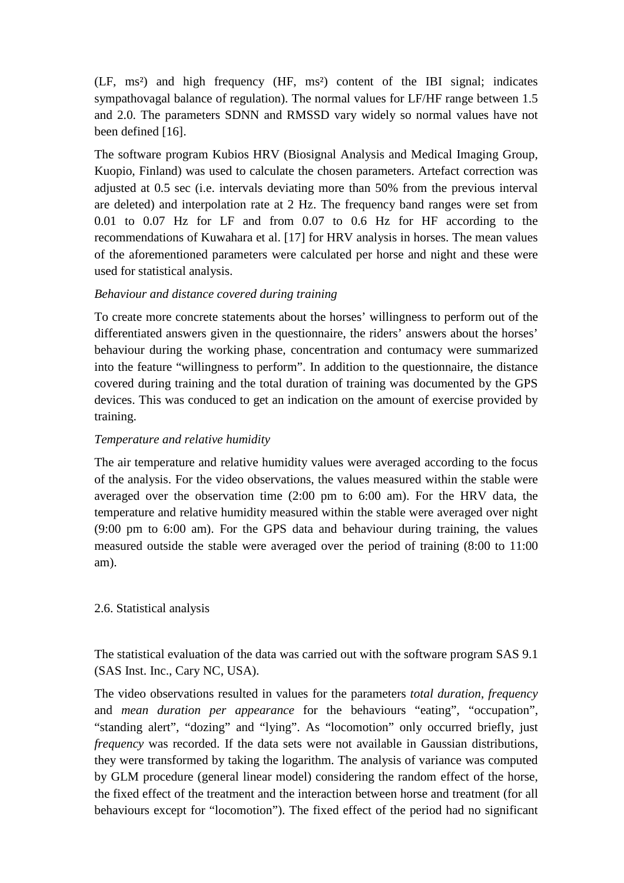(LF, ms²) and high frequency (HF, ms²) content of the IBI signal; indicates sympathovagal balance of regulation). The normal values for LF/HF range between 1.5 and 2.0. The parameters SDNN and RMSSD vary widely so normal values have not been defined [16].

The software program Kubios HRV (Biosignal Analysis and Medical Imaging Group, Kuopio, Finland) was used to calculate the chosen parameters. Artefact correction was adjusted at 0.5 sec (i.e. intervals deviating more than 50% from the previous interval are deleted) and interpolation rate at 2 Hz. The frequency band ranges were set from 0.01 to 0.07 Hz for LF and from 0.07 to 0.6 Hz for HF according to the recommendations of Kuwahara et al. [17] for HRV analysis in horses. The mean values of the aforementioned parameters were calculated per horse and night and these were used for statistical analysis.

*Behaviour and distance covered during training*

To create more concrete statements about the horses' willingness to perform out of the differentiated answers given in the questionnaire, the riders' answers about the horses' behaviour during the working phase, concentration and contumacy were summarized into the feature "willingness to perform". In addition to the questionnaire, the distance covered during training and the total duration of training was documented by the GPS devices. This was conduced to get an indication on the amount of exercise provided by training.

*Temperature and relative humidity*

The air temperature and relative humidity values were averaged according to the focus of the analysis. For the video observations, the values measured within the stable were averaged over the observation time (2:00 pm to 6:00 am). For the HRV data, the temperature and relative humidity measured within the stable were averaged over night (9:00 pm to 6:00 am). For the GPS data and behaviour during training, the values measured outside the stable were averaged over the period of training (8:00 to 11:00 am).

## 2.6. Statistical analysis

The statistical evaluation of the data was carried out with the software program SAS 9.1 (SAS Inst. Inc., Cary NC, USA).

The video observations resulted in values for the parameters *total duration*, *frequency* and *mean duration per appearance* for the behaviours "eating", "occupation", "standing alert", "dozing" and "lying". As "locomotion" only occurred briefly, just *frequency* was recorded. If the data sets were not available in Gaussian distributions, they were transformed by taking the logarithm. The analysis of variance was computed by GLM procedure (general linear model) considering the random effect of the horse, the fixed effect of the treatment and the interaction between horse and treatment (for all behaviours except for "locomotion"). The fixed effect of the period had no significant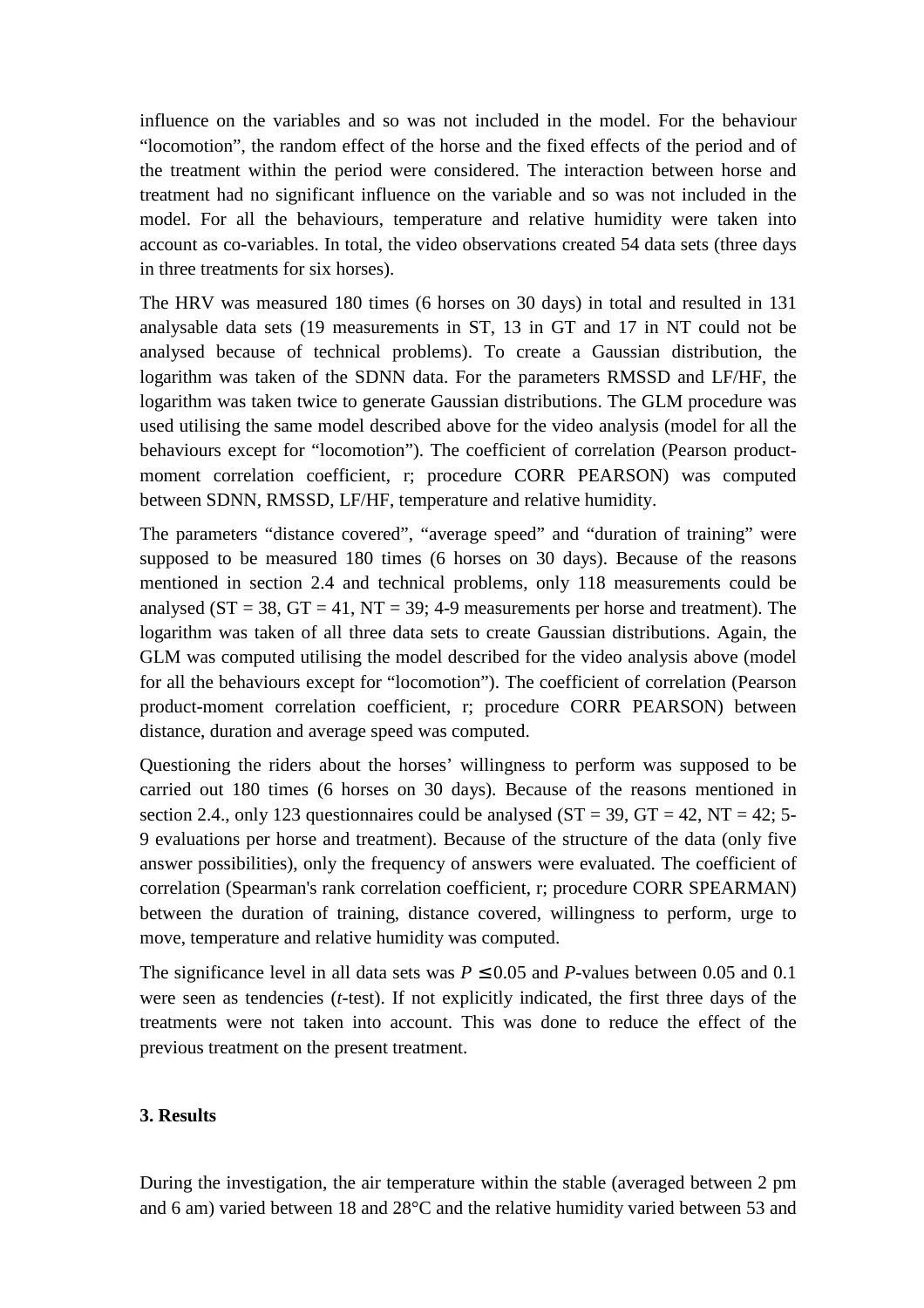influence on the variables and so was not included in the model. For the behaviour “locomotion”, the random effect of the horse and the fixed effects of the period and of the treatment within the period were considered. The interaction between horse and treatment had no significant influence on the variable and so was not included in the model. For all the behaviours, temperature and relative humidity were taken into account as co-variables. In total, the video observations created 54 data sets (three days in three treatments for six horses).

The HRV was measured 180 times (6 horses on 30 days) in total and resulted in 131 analysable data sets (19 measurements in ST, 13 in GT and 17 in NT could not be analysed because of technical problems). To create a Gaussian distribution, the logarithm was taken of the SDNN data. For the parameters RMSSD and LF/HF, the logarithm was taken twice to generate Gaussian distributions. The GLM procedure was used utilising the same model described above for the video analysis (model for all the behaviours except for “locomotion”). The coefficient of correlation (Pearson product-moment correlation coefficient, r; procedure CORR PEARSON) was computed between SDNN, RMSSD, LF/HF, temperature and relative humidity.

The parameters “distance covered”, “average speed” and “duration of training” were supposed to be measured 180 times (6 horses on 30 days). Because of the reasons mentioned in section 2.4 and technical problems, only 118 measurements could be analysed (ST = 38, GT = 41, NT = 39; 4-9 measurements per horse and treatment). The logarithm was taken of all three data sets to create Gaussian distributions. Again, the GLM was computed utilising the model described for the video analysis above (model for all the behaviours except for “locomotion”). The coefficient of correlation (Pearson product-moment correlation coefficient, r; procedure CORR PEARSON) between distance, duration and average speed was computed.

Questioning the riders about the horses’ willingness to perform was supposed to be carried out 180 times (6 horses on 30 days). Because of the reasons mentioned in section 2.4., only 123 questionnaires could be analysed (ST = 39, GT = 42, NT = 42; 5-9 evaluations per horse and treatment). Because of the structure of the data (only five answer possibilities), only the frequency of answers were evaluated. The coefficient of correlation (Spearman's rank correlation coefficient, r; procedure CORR SPEARMAN) between the duration of training, distance covered, willingness to perform, urge to move, temperature and relative humidity was computed.

The significance level in all data sets was $P \leq 0.05$ and $P$-values between 0.05 and 0.1 were seen as tendencies ($t$-test). If not explicitly indicated, the first three days of the treatments were not taken into account. This was done to reduce the effect of the previous treatment on the present treatment.

## 3. Results

During the investigation, the air temperature within the stable (averaged between 2 pm and 6 am) varied between 18 and 28°C and the relative humidity varied between 53 and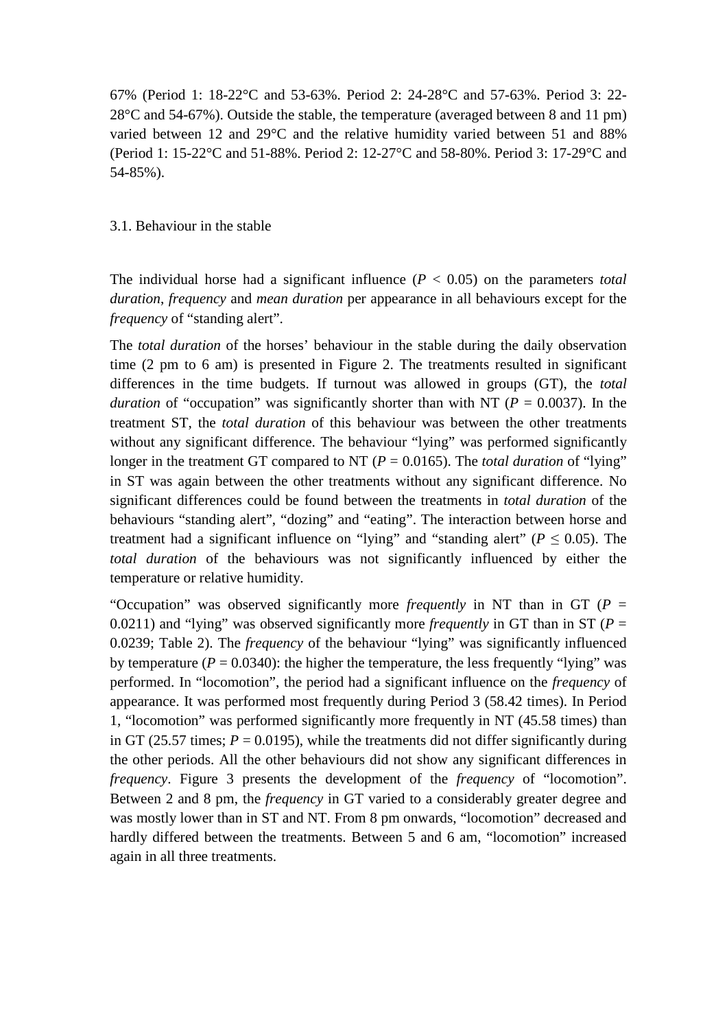67% (Period 1: 18-22°C and 53-63%. Period 2: 24-28°C and 57-63%. Period 3: 22-28°C and 54-67%). Outside the stable, the temperature (averaged between 8 and 11 pm) varied between 12 and 29°C and the relative humidity varied between 51 and 88% (Period 1: 15-22°C and 51-88%. Period 2: 12-27°C and 58-80%. Period 3: 17-29°C and 54-85%).

### 3.1. Behaviour in the stable

The individual horse had a significant influence ($P < 0.05$) on the parameters *total duration*, *frequency* and *mean duration* per appearance in all behaviours except for the *frequency* of "standing alert".

The *total duration* of the horses' behaviour in the stable during the daily observation time (2 pm to 6 am) is presented in Figure 2. The treatments resulted in significant differences in the time budgets. If turnout was allowed in groups (GT), the *total duration* of "occupation" was significantly shorter than with NT ($P = 0.0037$). In the treatment ST, the *total duration* of this behaviour was between the other treatments without any significant difference. The behaviour "lying" was performed significantly longer in the treatment GT compared to NT ($P = 0.0165$). The *total duration* of "lying" in ST was again between the other treatments without any significant difference. No significant differences could be found between the treatments in *total duration* of the behaviours "standing alert", "dozing" and "eating". The interaction between horse and treatment had a significant influence on "lying" and "standing alert" ($P \leq 0.05$). The *total duration* of the behaviours was not significantly influenced by either the temperature or relative humidity.

"Occupation" was observed significantly more *frequently* in NT than in GT ($P = 0.0211$) and "lying" was observed significantly more *frequently* in GT than in ST ($P = 0.0239$; Table 2). The *frequency* of the behaviour "lying" was significantly influenced by temperature ($P = 0.0340$): the higher the temperature, the less frequently "lying" was performed. In "locomotion", the period had a significant influence on the *frequency* of appearance. It was performed most frequently during Period 3 (58.42 times). In Period 1, "locomotion" was performed significantly more frequently in NT (45.58 times) than in GT (25.57 times; $P = 0.0195$), while the treatments did not differ significantly during the other periods. All the other behaviours did not show any significant differences in *frequency*. Figure 3 presents the development of the *frequency* of "locomotion". Between 2 and 8 pm, the *frequency* in GT varied to a considerably greater degree and was mostly lower than in ST and NT. From 8 pm onwards, "locomotion" decreased and hardly differed between the treatments. Between 5 and 6 am, "locomotion" increased again in all three treatments.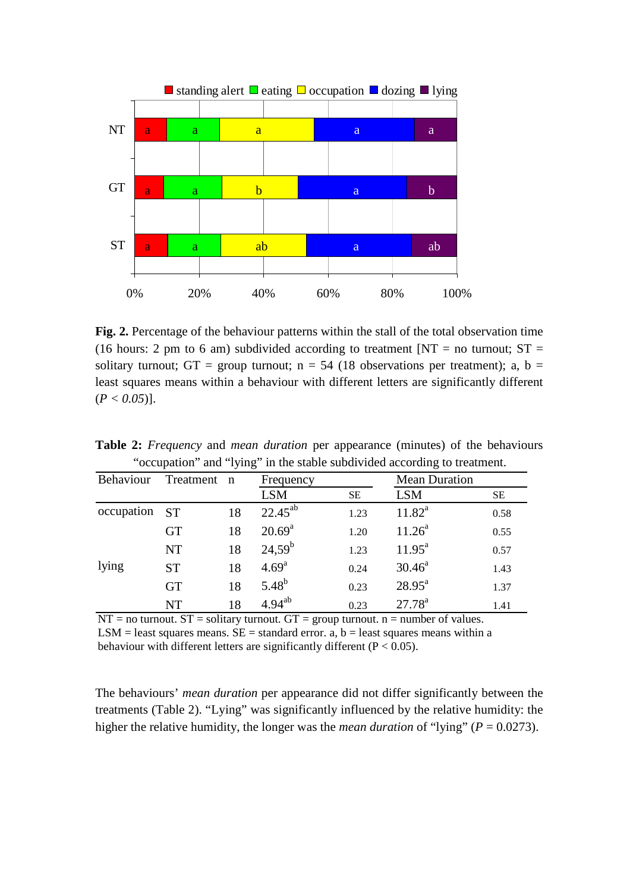**Fig. 2.** Percentage of the behaviour patterns within the stall of the total observation time (16 hours: 2 pm to 6 am) subdivided according to treatment [NT = no turnout; ST = solitary turnout; GT = group turnout; n = 54 (18 observations per treatment); a, b = least squares means within a behaviour with different letters are significantly different (*P < 0.05*)].

**Table 2:** *Frequency* and *mean duration* per appearance (minutes) of the behaviours "occupation" and "lying" in the stable subdivided according to treatment.

| Behaviour | Treatment | n | Frequency | | Mean Duration | |
|---|---|---|---|---|---|---|
| | | | LSM | SE | LSM | SE |
| occupation | ST | 18 | 22.45[ab] | 1.23 | 11.82[a] | 0.58 |
| | GT | 18 | 20.69[a] | 1.20 | 11.26[a] | 0.55 |
| | NT | 18 | 24,59[b] | 1.23 | 11.95[a] | 0.57 |
| lying | ST | 18 | 4.69[a] | 0.24 | 30.46[a] | 1.43 |
| | GT | 18 | 5.48[b] | 0.23 | 28.95[a] | 1.37 |
| | NT | 18 | 4.94[ab] | 0.23 | 27.78[a] | 1.41 |

NT = no turnout. ST = solitary turnout. GT = group turnout. n = number of values. LSM = least squares means. SE = standard error. a, b = least squares means within a behaviour with different letters are significantly different (P < 0.05).

The behaviours' *mean duration* per appearance did not differ significantly between the treatments (Table 2). "Lying" was significantly influenced by the relative humidity: the higher the relative humidity, the longer was the *mean duration* of "lying" ($P = 0.0273$).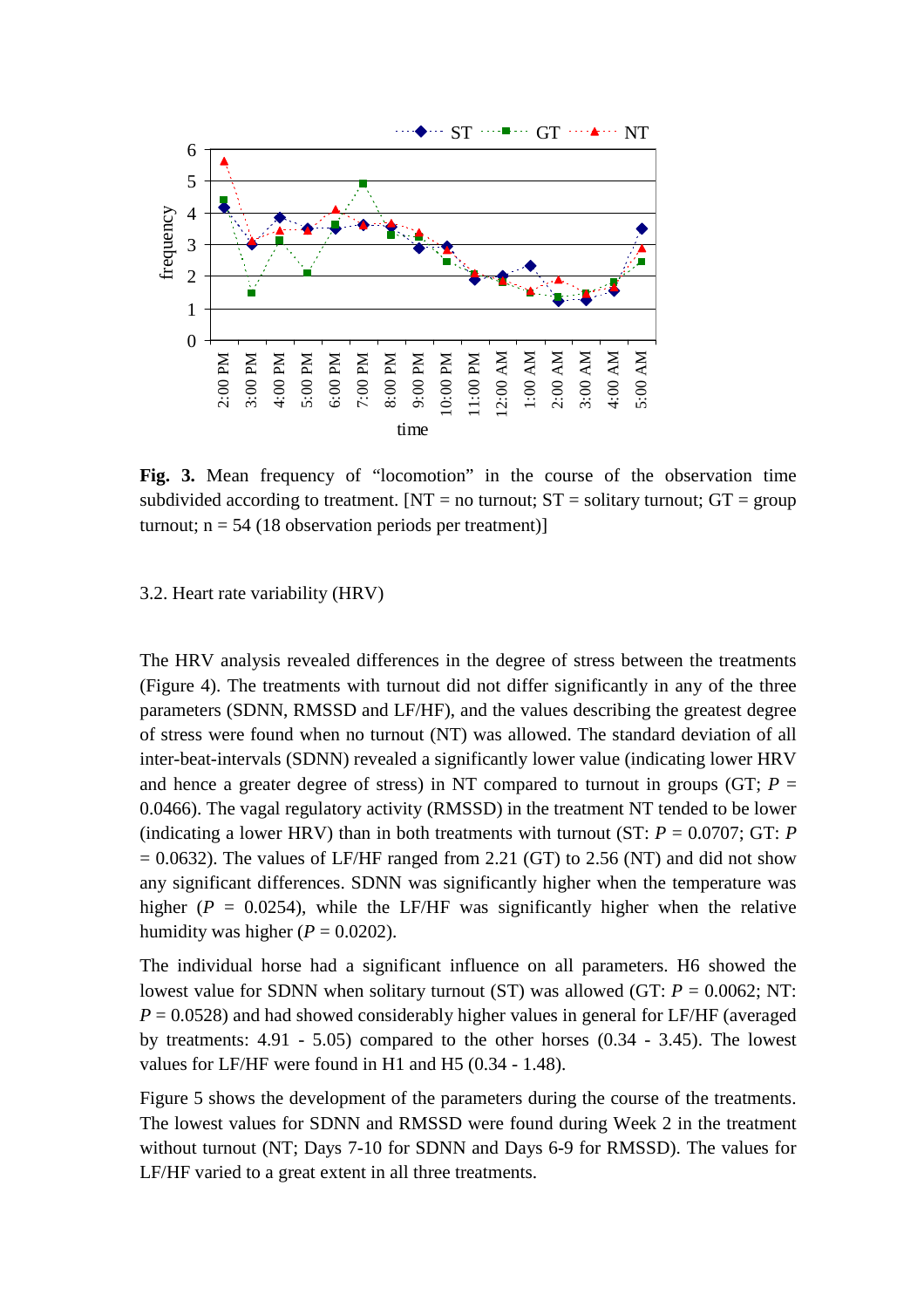**Fig. 3.** Mean frequency of "locomotion" in the course of the observation time subdivided according to treatment. [NT = no turnout; ST = solitary turnout; GT = group turnout; n = 54 (18 observation periods per treatment)]

3.2. Heart rate variability (HRV)

The HRV analysis revealed differences in the degree of stress between the treatments (Figure 4). The treatments with turnout did not differ significantly in any of the three parameters (SDNN, RMSSD and LF/HF), and the values describing the greatest degree of stress were found when no turnout (NT) was allowed. The standard deviation of all inter-beat-intervals (SDNN) revealed a significantly lower value (indicating lower HRV and hence a greater degree of stress) in NT compared to turnout in groups (GT; $P$ = 0.0466). The vagal regulatory activity (RMSSD) in the treatment NT tended to be lower (indicating a lower HRV) than in both treatments with turnout (ST: $P$ = 0.0707; GT: $P$ = 0.0632). The values of LF/HF ranged from 2.21 (GT) to 2.56 (NT) and did not show any significant differences. SDNN was significantly higher when the temperature was higher ($P$ = 0.0254), while the LF/HF was significantly higher when the relative humidity was higher ($P$ = 0.0202).

The individual horse had a significant influence on all parameters. H6 showed the lowest value for SDNN when solitary turnout (ST) was allowed (GT: $P$ = 0.0062; NT: $P$ = 0.0528) and had showed considerably higher values in general for LF/HF (averaged by treatments: 4.91 - 5.05) compared to the other horses (0.34 - 3.45). The lowest values for LF/HF were found in H1 and H5 (0.34 - 1.48).

Figure 5 shows the development of the parameters during the course of the treatments. The lowest values for SDNN and RMSSD were found during Week 2 in the treatment without turnout (NT; Days 7-10 for SDNN and Days 6-9 for RMSSD). The values for LF/HF varied to a great extent in all three treatments.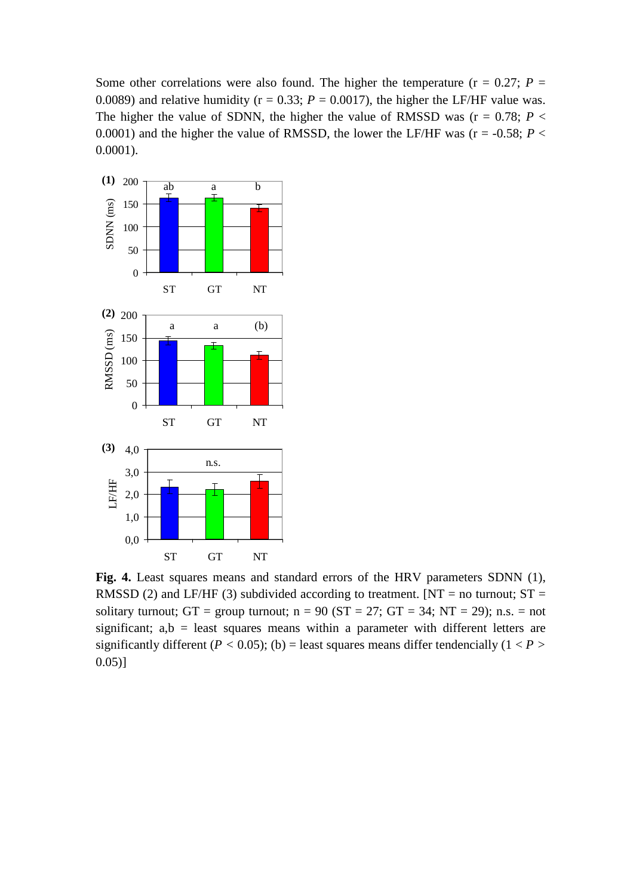Some other correlations were also found. The higher the temperature (r = 0.27; $P$ = 0.0089) and relative humidity (r = 0.33; $P$ = 0.0017), the higher the LF/HF value was. The higher the value of SDNN, the higher the value of RMSSD was (r = 0.78; $P$ < 0.0001) and the higher the value of RMSSD, the lower the LF/HF was (r = -0.58; $P$ < 0.0001).

**Fig. 4.** Least squares means and standard errors of the HRV parameters SDNN (1), RMSSD (2) and LF/HF (3) subdivided according to treatment. [NT = no turnout; ST = solitary turnout; GT = group turnout; n = 90 (ST = 27; GT = 34; NT = 29); n.s. = not significant; a,b = least squares means within a parameter with different letters are significantly different ($P$ < 0.05); (b) = least squares means differ tendencially (1 < $P$ > 0.05)]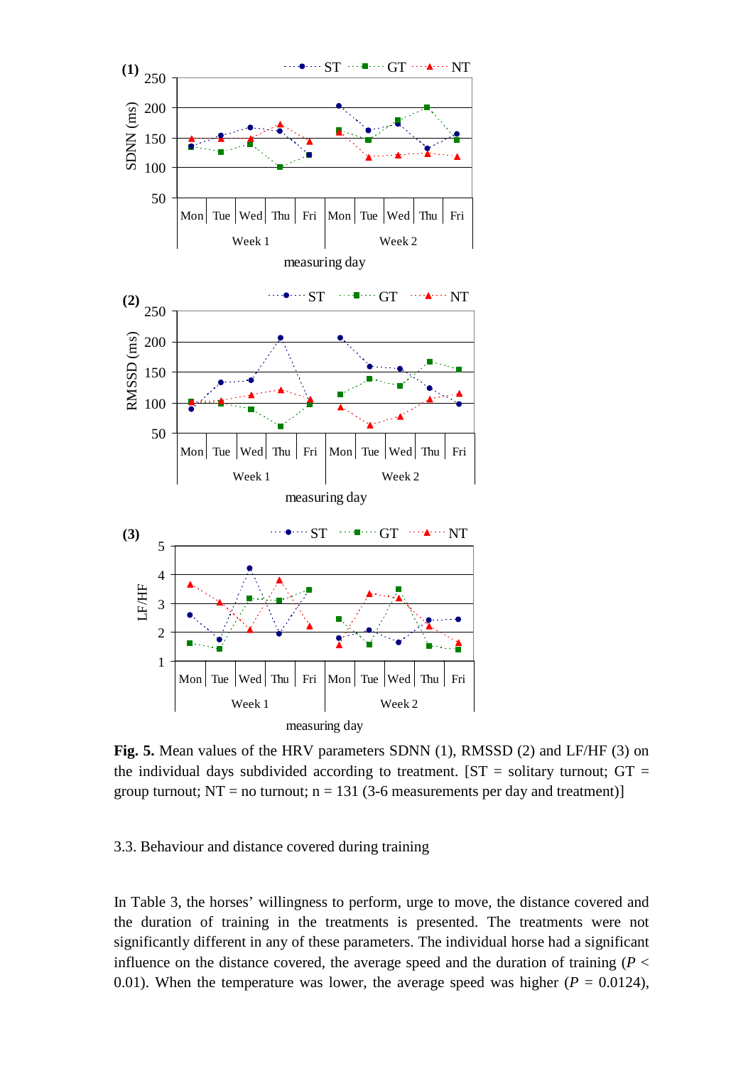**Fig. 5.** Mean values of the HRV parameters SDNN (1), RMSSD (2) and LF/HF (3) on the individual days subdivided according to treatment. [ST = solitary turnout; GT = group turnout; NT = no turnout; n = 131 (3-6 measurements per day and treatment)]

3.3. Behaviour and distance covered during training

In Table 3, the horses' willingness to perform, urge to move, the distance covered and the duration of training in the treatments is presented. The treatments were not significantly different in any of these parameters. The individual horse had a significant influence on the distance covered, the average speed and the duration of training ($P$ < 0.01). When the temperature was lower, the average speed was higher ($P$ = 0.0124),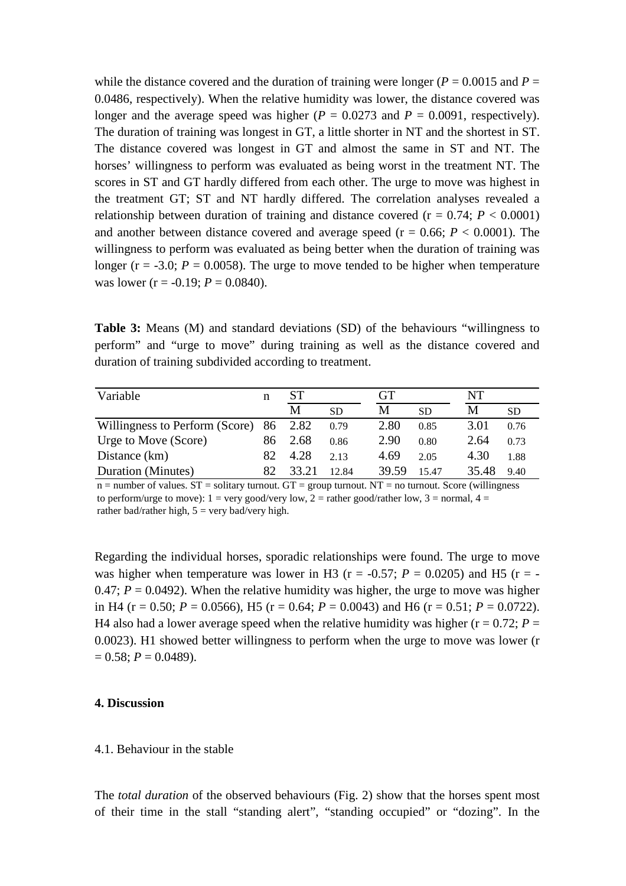while the distance covered and the duration of training were longer ($P$ = 0.0015 and $P$ = 0.0486, respectively). When the relative humidity was lower, the distance covered was longer and the average speed was higher ($P$ = 0.0273 and $P$ = 0.0091, respectively). The duration of training was longest in GT, a little shorter in NT and the shortest in ST. The distance covered was longest in GT and almost the same in ST and NT. The horses' willingness to perform was evaluated as being worst in the treatment NT. The scores in ST and GT hardly differed from each other. The urge to move was highest in the treatment GT; ST and NT hardly differed. The correlation analyses revealed a relationship between duration of training and distance covered (r = 0.74; $P$ < 0.0001) and another between distance covered and average speed (r = 0.66; $P$ < 0.0001). The willingness to perform was evaluated as being better when the duration of training was longer (r = -3.0; $P$ = 0.0058). The urge to move tended to be higher when temperature was lower (r = -0.19; $P$ = 0.0840).

**Table 3:** Means (M) and standard deviations (SD) of the behaviours "willingness to perform" and "urge to move" during training as well as the distance covered and duration of training subdivided according to treatment.

| Variable | n | ST | | GT | | NT | |
|---|---|---|---|---|---|---|---|
| | | M | SD | M | SD | M | SD |
| Willingness to Perform (Score) | 86 | 2.82 | 0.79 | 2.80 | 0.85 | 3.01 | 0.76 |
| Urge to Move (Score) | 86 | 2.68 | 0.86 | 2.90 | 0.80 | 2.64 | 0.73 |
| Distance (km) | 82 | 4.28 | 2.13 | 4.69 | 2.05 | 4.30 | 1.88 |
| Duration (Minutes) | 82 | 33.21 | 12.84 | 39.59 | 15.47 | 35.48 | 9.40 |

n = number of values. ST = solitary turnout. GT = group turnout. NT = no turnout. Score (willingness to perform/urge to move): 1 = very good/very low, 2 = rather good/rather low, 3 = normal, 4 = rather bad/rather high, 5 = very bad/very high.

Regarding the individual horses, sporadic relationships were found. The urge to move was higher when temperature was lower in H3 (r = -0.57; $P$ = 0.0205) and H5 (r = -0.47; $P$ = 0.0492). When the relative humidity was higher, the urge to move was higher in H4 (r = 0.50; $P$ = 0.0566), H5 (r = 0.64; $P$ = 0.0043) and H6 (r = 0.51; $P$ = 0.0722). H4 also had a lower average speed when the relative humidity was higher (r = 0.72; $P$ = 0.0023). H1 showed better willingness to perform when the urge to move was lower (r = 0.58; $P$ = 0.0489).

## 4. Discussion

### 4.1. Behaviour in the stable

The *total duration* of the observed behaviours (Fig. 2) show that the horses spent most of their time in the stall "standing alert", "standing occupied" or "dozing". In the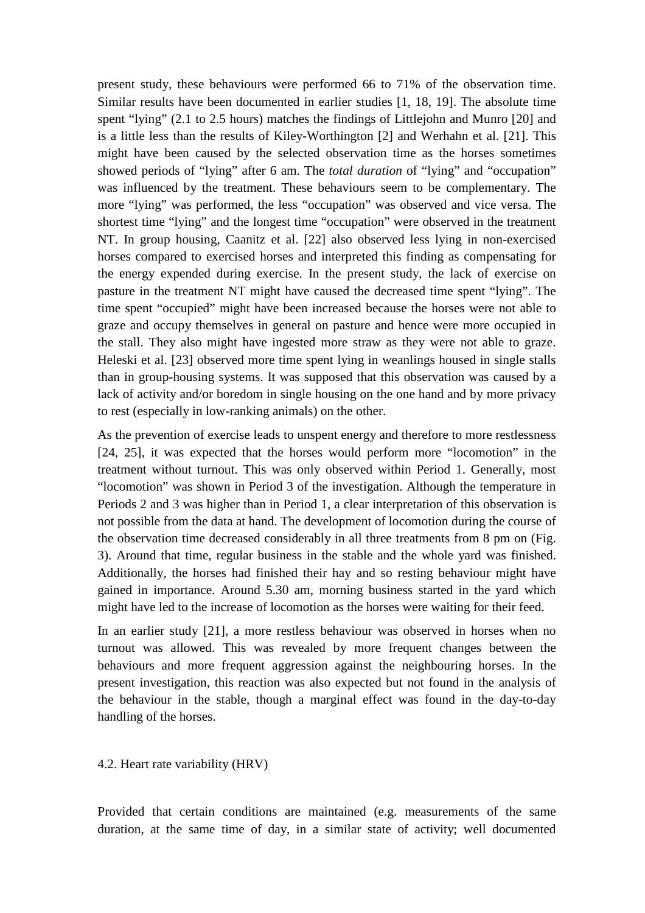present study, these behaviours were performed 66 to 71% of the observation time. Similar results have been documented in earlier studies [1, 18, 19]. The absolute time spent "lying" (2.1 to 2.5 hours) matches the findings of Littlejohn and Munro [20] and is a little less than the results of Kiley-Worthington [2] and Werhahn et al. [21]. This might have been caused by the selected observation time as the horses sometimes showed periods of "lying" after 6 am. The *total duration* of "lying" and "occupation" was influenced by the treatment. These behaviours seem to be complementary. The more "lying" was performed, the less "occupation" was observed and vice versa. The shortest time "lying" and the longest time "occupation" were observed in the treatment NT. In group housing, Caanitz et al. [22] also observed less lying in non-exercised horses compared to exercised horses and interpreted this finding as compensating for the energy expended during exercise. In the present study, the lack of exercise on pasture in the treatment NT might have caused the decreased time spent "lying". The time spent "occupied" might have been increased because the horses were not able to graze and occupy themselves in general on pasture and hence were more occupied in the stall. They also might have ingested more straw as they were not able to graze. Heleski et al. [23] observed more time spent lying in weanlings housed in single stalls than in group-housing systems. It was supposed that this observation was caused by a lack of activity and/or boredom in single housing on the one hand and by more privacy to rest (especially in low-ranking animals) on the other.

As the prevention of exercise leads to unspent energy and therefore to more restlessness [24, 25], it was expected that the horses would perform more "locomotion" in the treatment without turnout. This was only observed within Period 1. Generally, most "locomotion" was shown in Period 3 of the investigation. Although the temperature in Periods 2 and 3 was higher than in Period 1, a clear interpretation of this observation is not possible from the data at hand. The development of locomotion during the course of the observation time decreased considerably in all three treatments from 8 pm on (Fig. 3). Around that time, regular business in the stable and the whole yard was finished. Additionally, the horses had finished their hay and so resting behaviour might have gained in importance. Around 5.30 am, morning business started in the yard which might have led to the increase of locomotion as the horses were waiting for their feed.

In an earlier study [21], a more restless behaviour was observed in horses when no turnout was allowed. This was revealed by more frequent changes between the behaviours and more frequent aggression against the neighbouring horses. In the present investigation, this reaction was also expected but not found in the analysis of the behaviour in the stable, though a marginal effect was found in the day-to-day handling of the horses.

### 4.2. Heart rate variability (HRV)

Provided that certain conditions are maintained (e.g. measurements of the same duration, at the same time of day, in a similar state of activity; well documented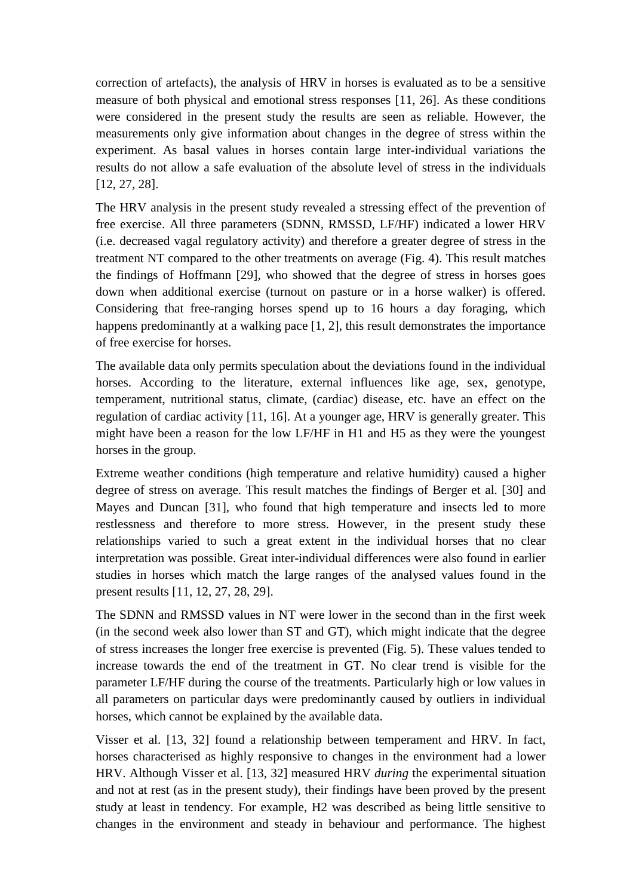correction of artefacts), the analysis of HRV in horses is evaluated as to be a sensitive measure of both physical and emotional stress responses [11, 26]. As these conditions were considered in the present study the results are seen as reliable. However, the measurements only give information about changes in the degree of stress within the experiment. As basal values in horses contain large inter-individual variations the results do not allow a safe evaluation of the absolute level of stress in the individuals [12, 27, 28].

The HRV analysis in the present study revealed a stressing effect of the prevention of free exercise. All three parameters (SDNN, RMSSD, LF/HF) indicated a lower HRV (i.e. decreased vagal regulatory activity) and therefore a greater degree of stress in the treatment NT compared to the other treatments on average (Fig. 4). This result matches the findings of Hoffmann [29], who showed that the degree of stress in horses goes down when additional exercise (turnout on pasture or in a horse walker) is offered. Considering that free-ranging horses spend up to 16 hours a day foraging, which happens predominantly at a walking pace [1, 2], this result demonstrates the importance of free exercise for horses.

The available data only permits speculation about the deviations found in the individual horses. According to the literature, external influences like age, sex, genotype, temperament, nutritional status, climate, (cardiac) disease, etc. have an effect on the regulation of cardiac activity [11, 16]. At a younger age, HRV is generally greater. This might have been a reason for the low LF/HF in H1 and H5 as they were the youngest horses in the group.

Extreme weather conditions (high temperature and relative humidity) caused a higher degree of stress on average. This result matches the findings of Berger et al. [30] and Mayes and Duncan [31], who found that high temperature and insects led to more restlessness and therefore to more stress. However, in the present study these relationships varied to such a great extent in the individual horses that no clear interpretation was possible. Great inter-individual differences were also found in earlier studies in horses which match the large ranges of the analysed values found in the present results [11, 12, 27, 28, 29].

The SDNN and RMSSD values in NT were lower in the second than in the first week (in the second week also lower than ST and GT), which might indicate that the degree of stress increases the longer free exercise is prevented (Fig. 5). These values tended to increase towards the end of the treatment in GT. No clear trend is visible for the parameter LF/HF during the course of the treatments. Particularly high or low values in all parameters on particular days were predominantly caused by outliers in individual horses, which cannot be explained by the available data.

Visser et al. [13, 32] found a relationship between temperament and HRV. In fact, horses characterised as highly responsive to changes in the environment had a lower HRV. Although Visser et al. [13, 32] measured HRV *during* the experimental situation and not at rest (as in the present study), their findings have been proved by the present study at least in tendency. For example, H2 was described as being little sensitive to changes in the environment and steady in behaviour and performance. The highest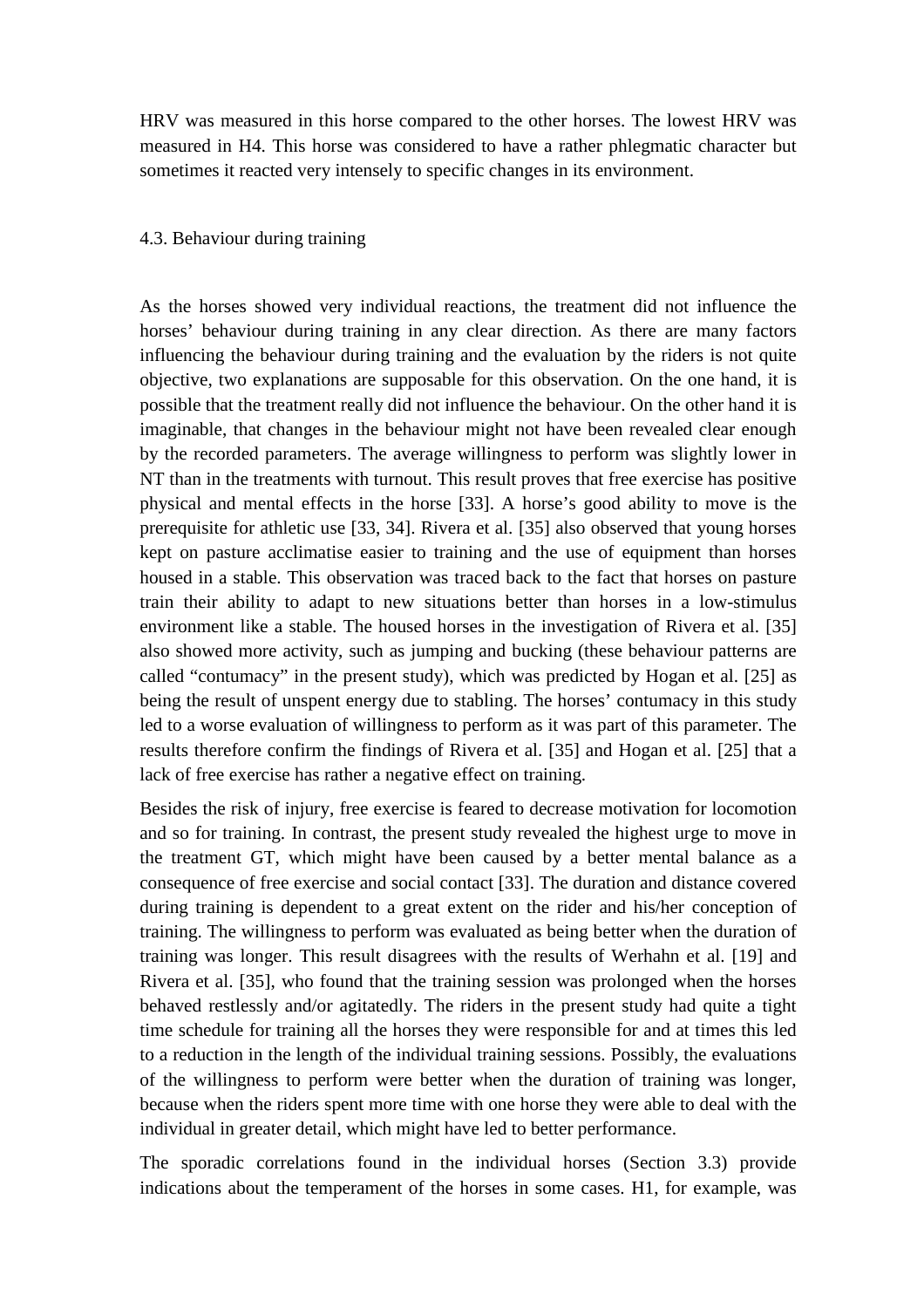HRV was measured in this horse compared to the other horses. The lowest HRV was measured in H4. This horse was considered to have a rather phlegmatic character but sometimes it reacted very intensely to specific changes in its environment.

### 4.3. Behaviour during training

As the horses showed very individual reactions, the treatment did not influence the horses' behaviour during training in any clear direction. As there are many factors influencing the behaviour during training and the evaluation by the riders is not quite objective, two explanations are supposable for this observation. On the one hand, it is possible that the treatment really did not influence the behaviour. On the other hand it is imaginable, that changes in the behaviour might not have been revealed clear enough by the recorded parameters. The average willingness to perform was slightly lower in NT than in the treatments with turnout. This result proves that free exercise has positive physical and mental effects in the horse [33]. A horse's good ability to move is the prerequisite for athletic use [33, 34]. Rivera et al. [35] also observed that young horses kept on pasture acclimatise easier to training and the use of equipment than horses housed in a stable. This observation was traced back to the fact that horses on pasture train their ability to adapt to new situations better than horses in a low-stimulus environment like a stable. The housed horses in the investigation of Rivera et al. [35] also showed more activity, such as jumping and bucking (these behaviour patterns are called "contumacy" in the present study), which was predicted by Hogan et al. [25] as being the result of unspent energy due to stabling. The horses' contumacy in this study led to a worse evaluation of willingness to perform as it was part of this parameter. The results therefore confirm the findings of Rivera et al. [35] and Hogan et al. [25] that a lack of free exercise has rather a negative effect on training.

Besides the risk of injury, free exercise is feared to decrease motivation for locomotion and so for training. In contrast, the present study revealed the highest urge to move in the treatment GT, which might have been caused by a better mental balance as a consequence of free exercise and social contact [33]. The duration and distance covered during training is dependent to a great extent on the rider and his/her conception of training. The willingness to perform was evaluated as being better when the duration of training was longer. This result disagrees with the results of Werhahn et al. [19] and Rivera et al. [35], who found that the training session was prolonged when the horses behaved restlessly and/or agitatedly. The riders in the present study had quite a tight time schedule for training all the horses they were responsible for and at times this led to a reduction in the length of the individual training sessions. Possibly, the evaluations of the willingness to perform were better when the duration of training was longer, because when the riders spent more time with one horse they were able to deal with the individual in greater detail, which might have led to better performance.

The sporadic correlations found in the individual horses (Section 3.3) provide indications about the temperament of the horses in some cases. H1, for example, was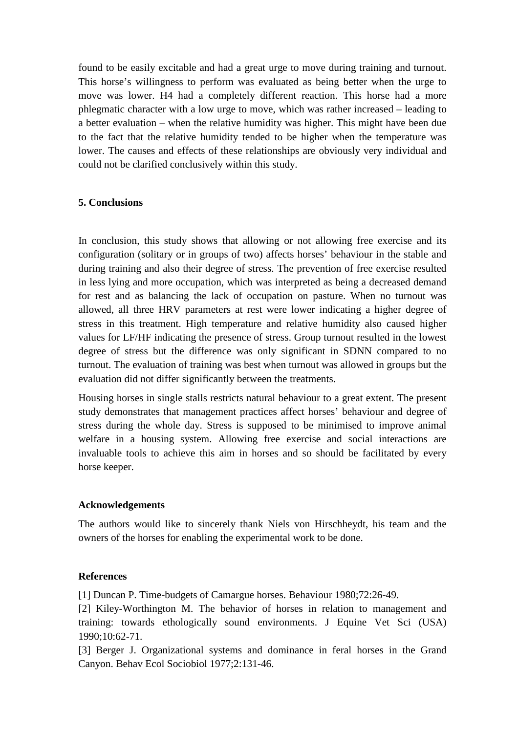found to be easily excitable and had a great urge to move during training and turnout. This horse's willingness to perform was evaluated as being better when the urge to move was lower. H4 had a completely different reaction. This horse had a more phlegmatic character with a low urge to move, which was rather increased – leading to a better evaluation – when the relative humidity was higher. This might have been due to the fact that the relative humidity tended to be higher when the temperature was lower. The causes and effects of these relationships are obviously very individual and could not be clarified conclusively within this study.

## 5. Conclusions

In conclusion, this study shows that allowing or not allowing free exercise and its configuration (solitary or in groups of two) affects horses' behaviour in the stable and during training and also their degree of stress. The prevention of free exercise resulted in less lying and more occupation, which was interpreted as being a decreased demand for rest and as balancing the lack of occupation on pasture. When no turnout was allowed, all three HRV parameters at rest were lower indicating a higher degree of stress in this treatment. High temperature and relative humidity also caused higher values for LF/HF indicating the presence of stress. Group turnout resulted in the lowest degree of stress but the difference was only significant in SDNN compared to no turnout. The evaluation of training was best when turnout was allowed in groups but the evaluation did not differ significantly between the treatments.

Housing horses in single stalls restricts natural behaviour to a great extent. The present study demonstrates that management practices affect horses' behaviour and degree of stress during the whole day. Stress is supposed to be minimised to improve animal welfare in a housing system. Allowing free exercise and social interactions are invaluable tools to achieve this aim in horses and so should be facilitated by every horse keeper.

## Acknowledgements

The authors would like to sincerely thank Niels von Hirschheydt, his team and the owners of the horses for enabling the experimental work to be done.

## References

[1] Duncan P. Time-budgets of Camargue horses. Behaviour 1980;72:26-49.

[2] Kiley-Worthington M. The behavior of horses in relation to management and training: towards ethologically sound environments. J Equine Vet Sci (USA) 1990;10:62-71.

[3] Berger J. Organizational systems and dominance in feral horses in the Grand Canyon. Behav Ecol Sociobiol 1977;2:131-46.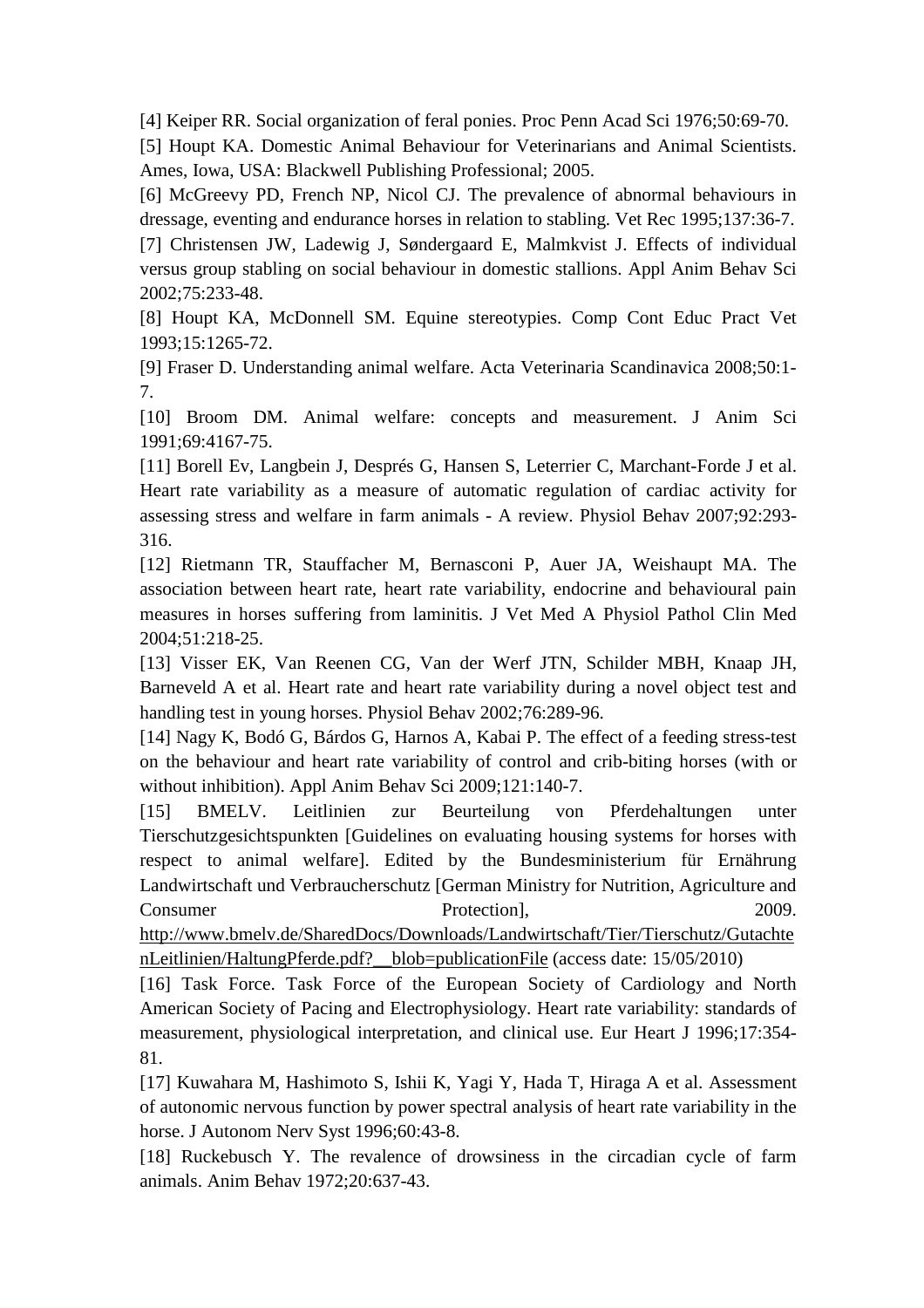[4] Keiper RR. Social organization of feral ponies. Proc Penn Acad Sci 1976;50:69-70.

[5] Houpt KA. Domestic Animal Behaviour for Veterinarians and Animal Scientists. Ames, Iowa, USA: Blackwell Publishing Professional; 2005.

[6] McGreevy PD, French NP, Nicol CJ. The prevalence of abnormal behaviours in dressage, eventing and endurance horses in relation to stabling. Vet Rec 1995;137:36-7.

[7] Christensen JW, Ladewig J, Søndergaard E, Malmkvist J. Effects of individual versus group stabling on social behaviour in domestic stallions. Appl Anim Behav Sci 2002;75:233-48.

[8] Houpt KA, McDonnell SM. Equine stereotypies. Comp Cont Educ Pract Vet 1993;15:1265-72.

[9] Fraser D. Understanding animal welfare. Acta Veterinaria Scandinavica 2008;50:1-7.

[10] Broom DM. Animal welfare: concepts and measurement. J Anim Sci 1991;69:4167-75.

[11] Borell Ev, Langbein J, Després G, Hansen S, Leterrier C, Marchant-Forde J et al. Heart rate variability as a measure of automatic regulation of cardiac activity for assessing stress and welfare in farm animals - A review. Physiol Behav 2007;92:293-316.

[12] Rietmann TR, Stauffacher M, Bernasconi P, Auer JA, Weishaupt MA. The association between heart rate, heart rate variability, endocrine and behavioural pain measures in horses suffering from laminitis. J Vet Med A Physiol Pathol Clin Med 2004;51:218-25.

[13] Visser EK, Van Reenen CG, Van der Werf JTN, Schilder MBH, Knaap JH, Barneveld A et al. Heart rate and heart rate variability during a novel object test and handling test in young horses. Physiol Behav 2002;76:289-96.

[14] Nagy K, Bodó G, Bárdos G, Harnos A, Kabai P. The effect of a feeding stress-test on the behaviour and heart rate variability of control and crib-biting horses (with or without inhibition). Appl Anim Behav Sci 2009;121:140-7.

[15] BMELV. Leitlinien zur Beurteilung von Pferdehaltungen unter Tierschutzgesichtspunkten [Guidelines on evaluating housing systems for horses with respect to animal welfare]. Edited by the Bundesministerium für Ernährung Landwirtschaft und Verbraucherschutz [German Ministry for Nutrition, Agriculture and Consumer Protection], 2009. http://www.bmelv.de/SharedDocs/Downloads/Landwirtschaft/Tier/Tierschutz/GutachtenLeitlinien/HaltungPferde.pdf?__blob=publicationFile (access date: 15/05/2010)

[16] Task Force. Task Force of the European Society of Cardiology and North American Society of Pacing and Electrophysiology. Heart rate variability: standards of measurement, physiological interpretation, and clinical use. Eur Heart J 1996;17:354-81.

[17] Kuwahara M, Hashimoto S, Ishii K, Yagi Y, Hada T, Hiraga A et al. Assessment of autonomic nervous function by power spectral analysis of heart rate variability in the horse. J Autonom Nerv Syst 1996;60:43-8.

[18] Ruckebusch Y. The revalence of drowsiness in the circadian cycle of farm animals. Anim Behav 1972;20:637-43.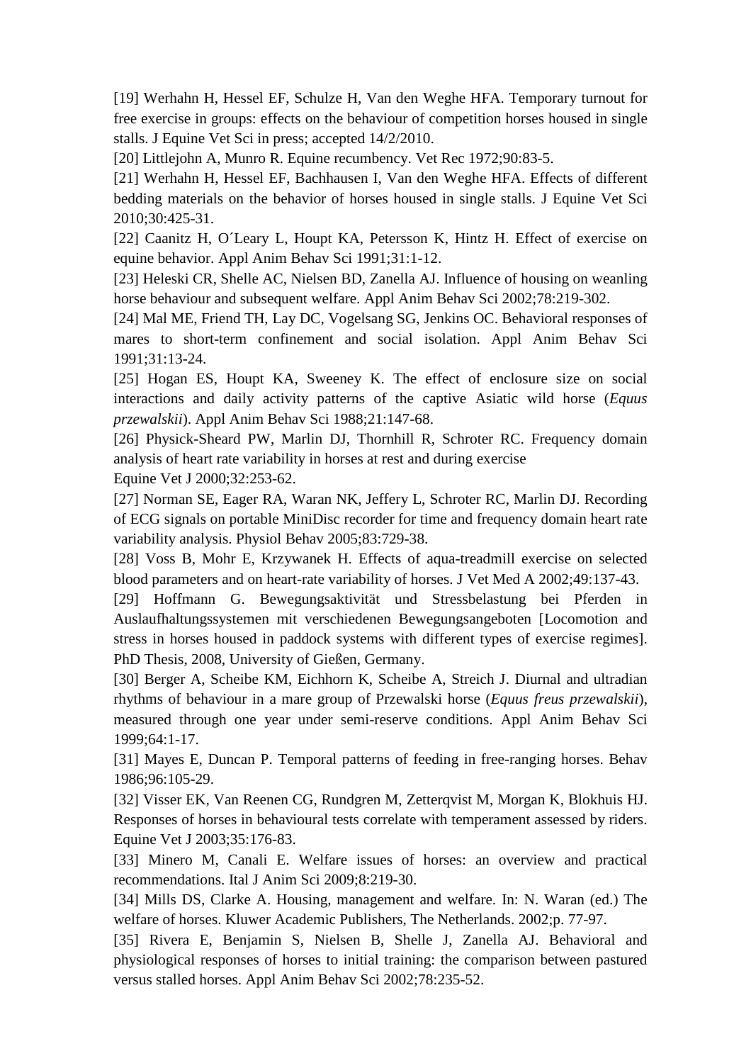[19] Werhahn H, Hessel EF, Schulze H, Van den Weghe HFA. Temporary turnout for free exercise in groups: effects on the behaviour of competition horses housed in single stalls. J Equine Vet Sci in press; accepted 14/2/2010.

[20] Littlejohn A, Munro R. Equine recumbency. Vet Rec 1972;90:83-5.

[21] Werhahn H, Hessel EF, Bachhausen I, Van den Weghe HFA. Effects of different bedding materials on the behavior of horses housed in single stalls. J Equine Vet Sci 2010;30:425-31.

[22] Caanitz H, O´Leary L, Houpt KA, Petersson K, Hintz H. Effect of exercise on equine behavior. Appl Anim Behav Sci 1991;31:1-12.

[23] Heleski CR, Shelle AC, Nielsen BD, Zanella AJ. Influence of housing on weanling horse behaviour and subsequent welfare. Appl Anim Behav Sci 2002;78:219-302.

[24] Mal ME, Friend TH, Lay DC, Vogelsang SG, Jenkins OC. Behavioral responses of mares to short-term confinement and social isolation. Appl Anim Behav Sci 1991;31:13-24.

[25] Hogan ES, Houpt KA, Sweeney K. The effect of enclosure size on social interactions and daily activity patterns of the captive Asiatic wild horse (*Equus przewalskii*). Appl Anim Behav Sci 1988;21:147-68.

[26] Physick-Sheard PW, Marlin DJ, Thornhill R, Schroter RC. Frequency domain analysis of heart rate variability in horses at rest and during exercise Equine Vet J 2000;32:253-62.

[27] Norman SE, Eager RA, Waran NK, Jeffery L, Schroter RC, Marlin DJ. Recording of ECG signals on portable MiniDisc recorder for time and frequency domain heart rate variability analysis. Physiol Behav 2005;83:729-38.

[28] Voss B, Mohr E, Krzywanek H. Effects of aqua-treadmill exercise on selected blood parameters and on heart-rate variability of horses. J Vet Med A 2002;49:137-43.

[29] Hoffmann G. Bewegungsaktivität und Stressbelastung bei Pferden in Auslaufhaltungssystemen mit verschiedenen Bewegungsangeboten [Locomotion and stress in horses housed in paddock systems with different types of exercise regimes]. PhD Thesis, 2008, University of Gießen, Germany.

[30] Berger A, Scheibe KM, Eichhorn K, Scheibe A, Streich J. Diurnal and ultradian rhythms of behaviour in a mare group of Przewalski horse (*Equus freus przewalskii*), measured through one year under semi-reserve conditions. Appl Anim Behav Sci 1999;64:1-17.

[31] Mayes E, Duncan P. Temporal patterns of feeding in free-ranging horses. Behav 1986;96:105-29.

[32] Visser EK, Van Reenen CG, Rundgren M, Zetterqvist M, Morgan K, Blokhuis HJ. Responses of horses in behavioural tests correlate with temperament assessed by riders. Equine Vet J 2003;35:176-83.

[33] Minero M, Canali E. Welfare issues of horses: an overview and practical recommendations. Ital J Anim Sci 2009;8:219-30.

[34] Mills DS, Clarke A. Housing, management and welfare. In: N. Waran (ed.) The welfare of horses. Kluwer Academic Publishers, The Netherlands. 2002;p. 77-97.

[35] Rivera E, Benjamin S, Nielsen B, Shelle J, Zanella AJ. Behavioral and physiological responses of horses to initial training: the comparison between pastured versus stalled horses. Appl Anim Behav Sci 2002;78:235-52.